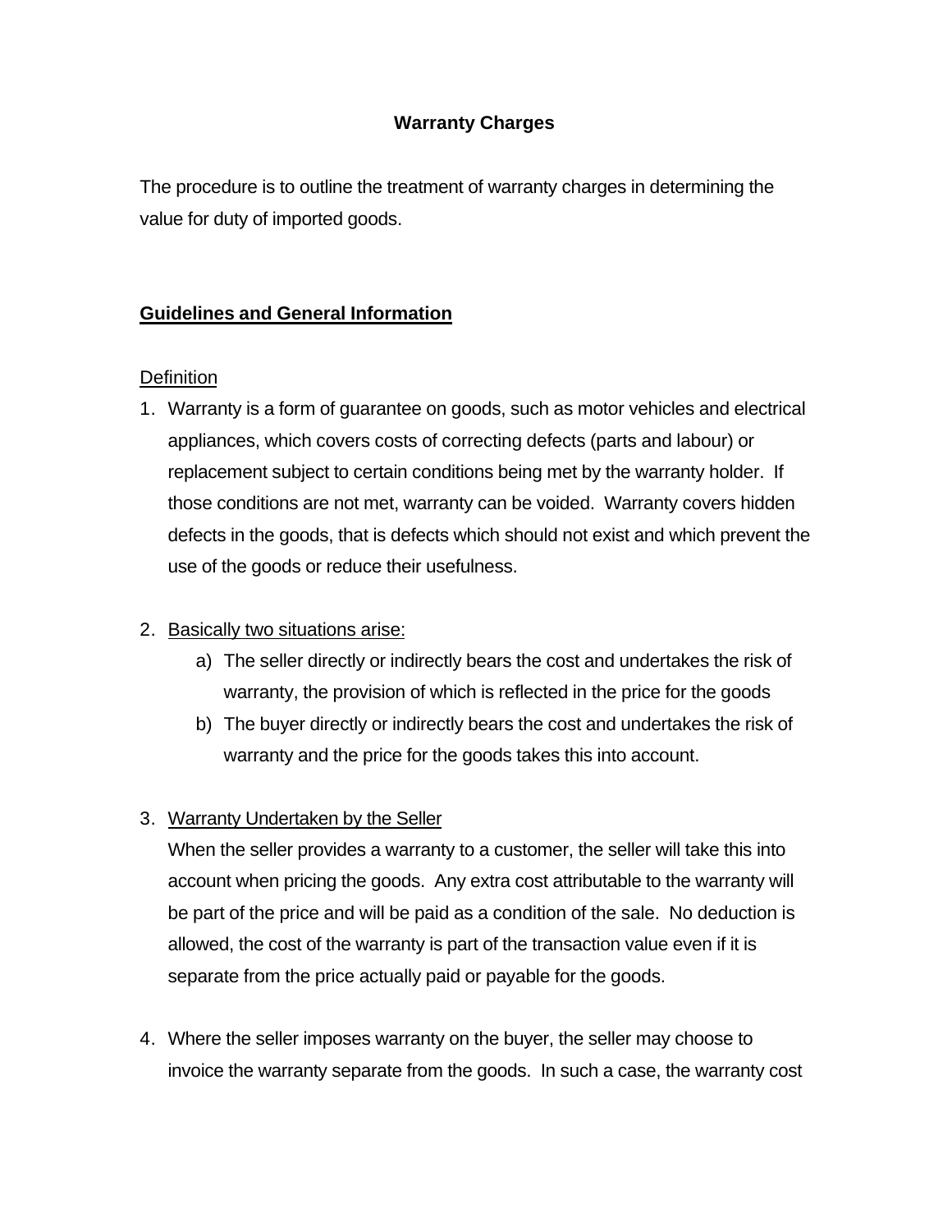# Warranty Charges

The procedure is to outline the treatment of warranty charges in determining the value for duty of imported goods.

## Guidelines and General Information

Definition

1. Warranty is a form of guarantee on goods, such as motor vehicles and electrical appliances, which covers costs of correcting defects (parts and labour) or replacement subject to certain conditions being met by the warranty holder. If those conditions are not met, warranty can be voided. Warranty covers hidden defects in the goods, that is defects which should not exist and which prevent the use of the goods or reduce their usefulness.

2. Basically two situations arise:
   a) The seller directly or indirectly bears the cost and undertakes the risk of warranty, the provision of which is reflected in the price for the goods
   b) The buyer directly or indirectly bears the cost and undertakes the risk of warranty and the price for the goods takes this into account.

3. Warranty Undertaken by the Seller
   When the seller provides a warranty to a customer, the seller will take this into account when pricing the goods. Any extra cost attributable to the warranty will be part of the price and will be paid as a condition of the sale. No deduction is allowed, the cost of the warranty is part of the transaction value even if it is separate from the price actually paid or payable for the goods.

4. Where the seller imposes warranty on the buyer, the seller may choose to invoice the warranty separate from the goods. In such a case, the warranty cost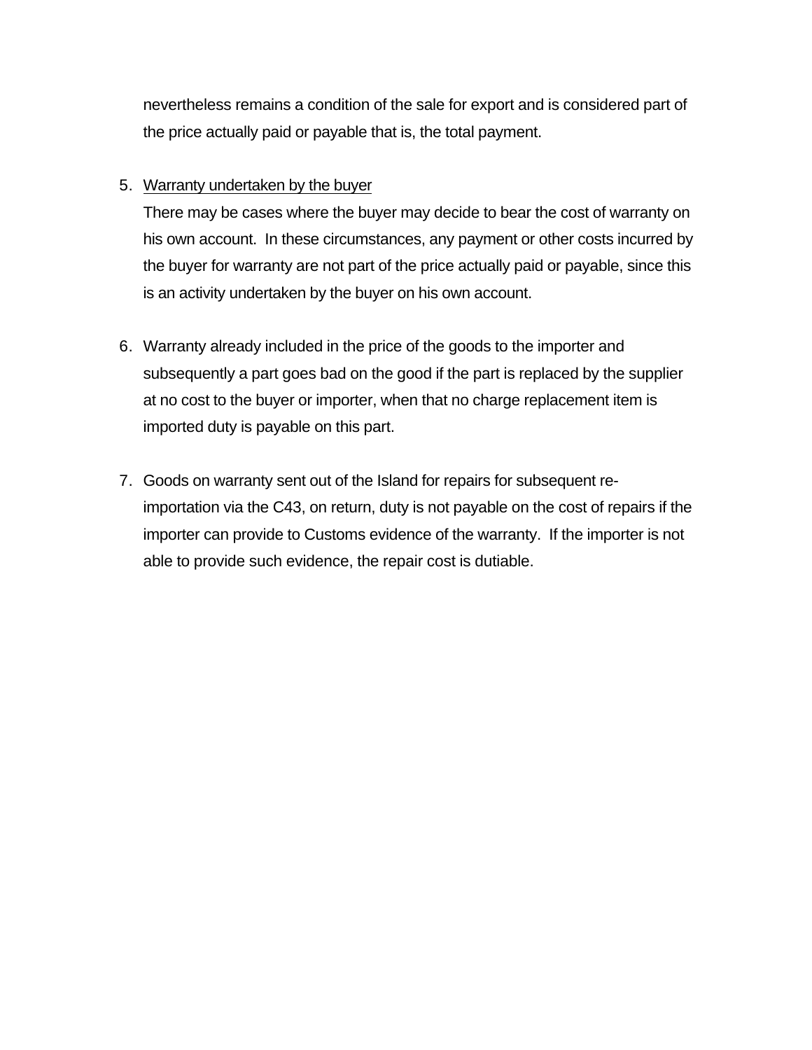nevertheless remains a condition of the sale for export and is considered part of the price actually paid or payable that is, the total payment.

5. <u>Warranty undertaken by the buyer</u>
   There may be cases where the buyer may decide to bear the cost of warranty on his own account. In these circumstances, any payment or other costs incurred by the buyer for warranty are not part of the price actually paid or payable, since this is an activity undertaken by the buyer on his own account.

6. Warranty already included in the price of the goods to the importer and subsequently a part goes bad on the good if the part is replaced by the supplier at no cost to the buyer or importer, when that no charge replacement item is imported duty is payable on this part.

7. Goods on warranty sent out of the Island for repairs for subsequent re-importation via the C43, on return, duty is not payable on the cost of repairs if the importer can provide to Customs evidence of the warranty. If the importer is not able to provide such evidence, the repair cost is dutiable.